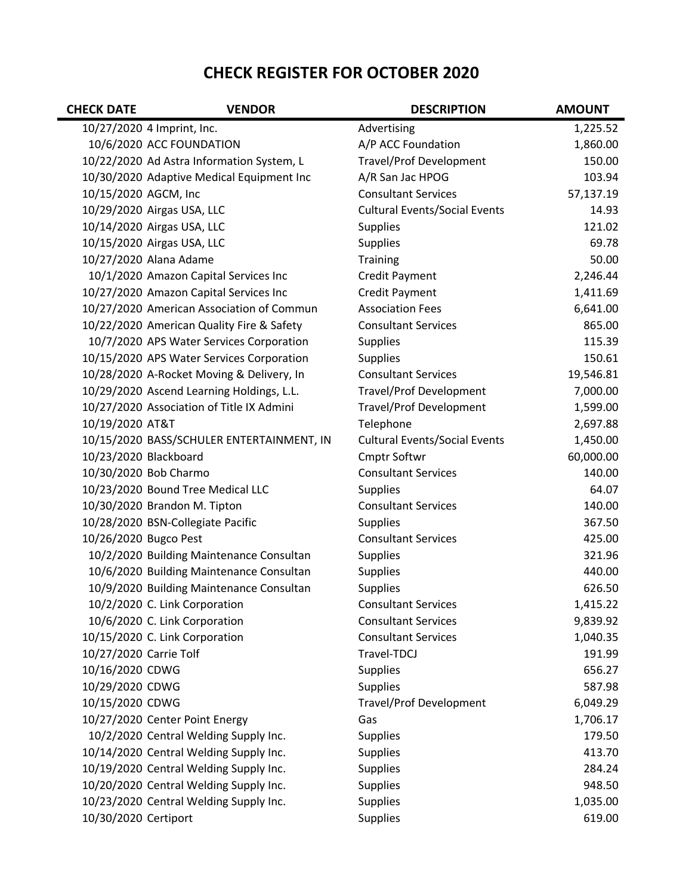# CHECK REGISTER FOR OCTOBER 2020

| CHECK DATE | VENDOR | DESCRIPTION | AMOUNT |
|---|---|---|---|
| 10/27/2020 | 4 Imprint, Inc. | Advertising | 1,225.52 |
| 10/6/2020 | ACC FOUNDATION | A/P ACC Foundation | 1,860.00 |
| 10/22/2020 | Ad Astra Information System, L | Travel/Prof Development | 150.00 |
| 10/30/2020 | Adaptive Medical Equipment Inc | A/R San Jac HPOG | 103.94 |
| 10/15/2020 | AGCM, Inc | Consultant Services | 57,137.19 |
| 10/29/2020 | Airgas USA, LLC | Cultural Events/Social Events | 14.93 |
| 10/14/2020 | Airgas USA, LLC | Supplies | 121.02 |
| 10/15/2020 | Airgas USA, LLC | Supplies | 69.78 |
| 10/27/2020 | Alana Adame | Training | 50.00 |
| 10/1/2020 | Amazon Capital Services Inc | Credit Payment | 2,246.44 |
| 10/27/2020 | Amazon Capital Services Inc | Credit Payment | 1,411.69 |
| 10/27/2020 | American Association of Commun | Association Fees | 6,641.00 |
| 10/22/2020 | American Quality Fire & Safety | Consultant Services | 865.00 |
| 10/7/2020 | APS Water Services Corporation | Supplies | 115.39 |
| 10/15/2020 | APS Water Services Corporation | Supplies | 150.61 |
| 10/28/2020 | A-Rocket Moving & Delivery, In | Consultant Services | 19,546.81 |
| 10/29/2020 | Ascend Learning Holdings, L.L. | Travel/Prof Development | 7,000.00 |
| 10/27/2020 | Association of Title IX Admini | Travel/Prof Development | 1,599.00 |
| 10/19/2020 | AT&T | Telephone | 2,697.88 |
| 10/15/2020 | BASS/SCHULER ENTERTAINMENT, IN | Cultural Events/Social Events | 1,450.00 |
| 10/23/2020 | Blackboard | Cmptr Softwr | 60,000.00 |
| 10/30/2020 | Bob Charmo | Consultant Services | 140.00 |
| 10/23/2020 | Bound Tree Medical LLC | Supplies | 64.07 |
| 10/30/2020 | Brandon M. Tipton | Consultant Services | 140.00 |
| 10/28/2020 | BSN-Collegiate Pacific | Supplies | 367.50 |
| 10/26/2020 | Bugco Pest | Consultant Services | 425.00 |
| 10/2/2020 | Building Maintenance Consultan | Supplies | 321.96 |
| 10/6/2020 | Building Maintenance Consultan | Supplies | 440.00 |
| 10/9/2020 | Building Maintenance Consultan | Supplies | 626.50 |
| 10/2/2020 | C. Link Corporation | Consultant Services | 1,415.22 |
| 10/6/2020 | C. Link Corporation | Consultant Services | 9,839.92 |
| 10/15/2020 | C. Link Corporation | Consultant Services | 1,040.35 |
| 10/27/2020 | Carrie Tolf | Travel-TDCJ | 191.99 |
| 10/16/2020 | CDWG | Supplies | 656.27 |
| 10/29/2020 | CDWG | Supplies | 587.98 |
| 10/15/2020 | CDWG | Travel/Prof Development | 6,049.29 |
| 10/27/2020 | Center Point Energy | Gas | 1,706.17 |
| 10/2/2020 | Central Welding Supply Inc. | Supplies | 179.50 |
| 10/14/2020 | Central Welding Supply Inc. | Supplies | 413.70 |
| 10/19/2020 | Central Welding Supply Inc. | Supplies | 284.24 |
| 10/20/2020 | Central Welding Supply Inc. | Supplies | 948.50 |
| 10/23/2020 | Central Welding Supply Inc. | Supplies | 1,035.00 |
| 10/30/2020 | Certiport | Supplies | 619.00 |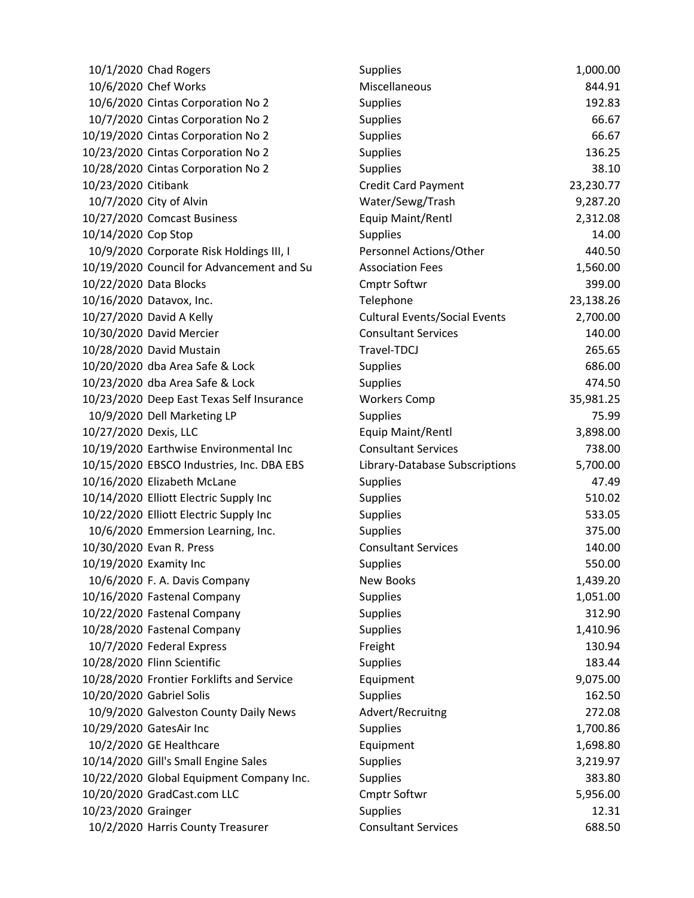| Date | Vendor | Category | Amount |
|---|---|---|---|
| 10/1/2020 | Chad Rogers | Supplies | 1,000.00 |
| 10/6/2020 | Chef Works | Miscellaneous | 844.91 |
| 10/6/2020 | Cintas Corporation No 2 | Supplies | 192.83 |
| 10/7/2020 | Cintas Corporation No 2 | Supplies | 66.67 |
| 10/19/2020 | Cintas Corporation No 2 | Supplies | 66.67 |
| 10/23/2020 | Cintas Corporation No 2 | Supplies | 136.25 |
| 10/28/2020 | Cintas Corporation No 2 | Supplies | 38.10 |
| 10/23/2020 | Citibank | Credit Card Payment | 23,230.77 |
| 10/7/2020 | City of Alvin | Water/Sewg/Trash | 9,287.20 |
| 10/27/2020 | Comcast Business | Equip Maint/Rentl | 2,312.08 |
| 10/14/2020 | Cop Stop | Supplies | 14.00 |
| 10/9/2020 | Corporate Risk Holdings III, I | Personnel Actions/Other | 440.50 |
| 10/19/2020 | Council for Advancement and Su | Association Fees | 1,560.00 |
| 10/22/2020 | Data Blocks | Cmptr Softwr | 399.00 |
| 10/16/2020 | Datavox, Inc. | Telephone | 23,138.26 |
| 10/27/2020 | David A Kelly | Cultural Events/Social Events | 2,700.00 |
| 10/30/2020 | David Mercier | Consultant Services | 140.00 |
| 10/28/2020 | David Mustain | Travel-TDCJ | 265.65 |
| 10/20/2020 | dba Area Safe & Lock | Supplies | 686.00 |
| 10/23/2020 | dba Area Safe & Lock | Supplies | 474.50 |
| 10/23/2020 | Deep East Texas Self Insurance | Workers Comp | 35,981.25 |
| 10/9/2020 | Dell Marketing LP | Supplies | 75.99 |
| 10/27/2020 | Dexis, LLC | Equip Maint/Rentl | 3,898.00 |
| 10/19/2020 | Earthwise Environmental Inc | Consultant Services | 738.00 |
| 10/15/2020 | EBSCO Industries, Inc. DBA EBS | Library-Database Subscriptions | 5,700.00 |
| 10/16/2020 | Elizabeth McLane | Supplies | 47.49 |
| 10/14/2020 | Elliott Electric Supply Inc | Supplies | 510.02 |
| 10/22/2020 | Elliott Electric Supply Inc | Supplies | 533.05 |
| 10/6/2020 | Emmersion Learning, Inc. | Supplies | 375.00 |
| 10/30/2020 | Evan R. Press | Consultant Services | 140.00 |
| 10/19/2020 | Examity Inc | Supplies | 550.00 |
| 10/6/2020 | F. A. Davis Company | New Books | 1,439.20 |
| 10/16/2020 | Fastenal Company | Supplies | 1,051.00 |
| 10/22/2020 | Fastenal Company | Supplies | 312.90 |
| 10/28/2020 | Fastenal Company | Supplies | 1,410.96 |
| 10/7/2020 | Federal Express | Freight | 130.94 |
| 10/28/2020 | Flinn Scientific | Supplies | 183.44 |
| 10/28/2020 | Frontier Forklifts and Service | Equipment | 9,075.00 |
| 10/20/2020 | Gabriel Solis | Supplies | 162.50 |
| 10/9/2020 | Galveston County Daily News | Advert/Recruitng | 272.08 |
| 10/29/2020 | GatesAir Inc | Supplies | 1,700.86 |
| 10/2/2020 | GE Healthcare | Equipment | 1,698.80 |
| 10/14/2020 | Gill's Small Engine Sales | Supplies | 3,219.97 |
| 10/22/2020 | Global Equipment Company Inc. | Supplies | 383.80 |
| 10/20/2020 | GradCast.com LLC | Cmptr Softwr | 5,956.00 |
| 10/23/2020 | Grainger | Supplies | 12.31 |
| 10/2/2020 | Harris County Treasurer | Consultant Services | 688.50 |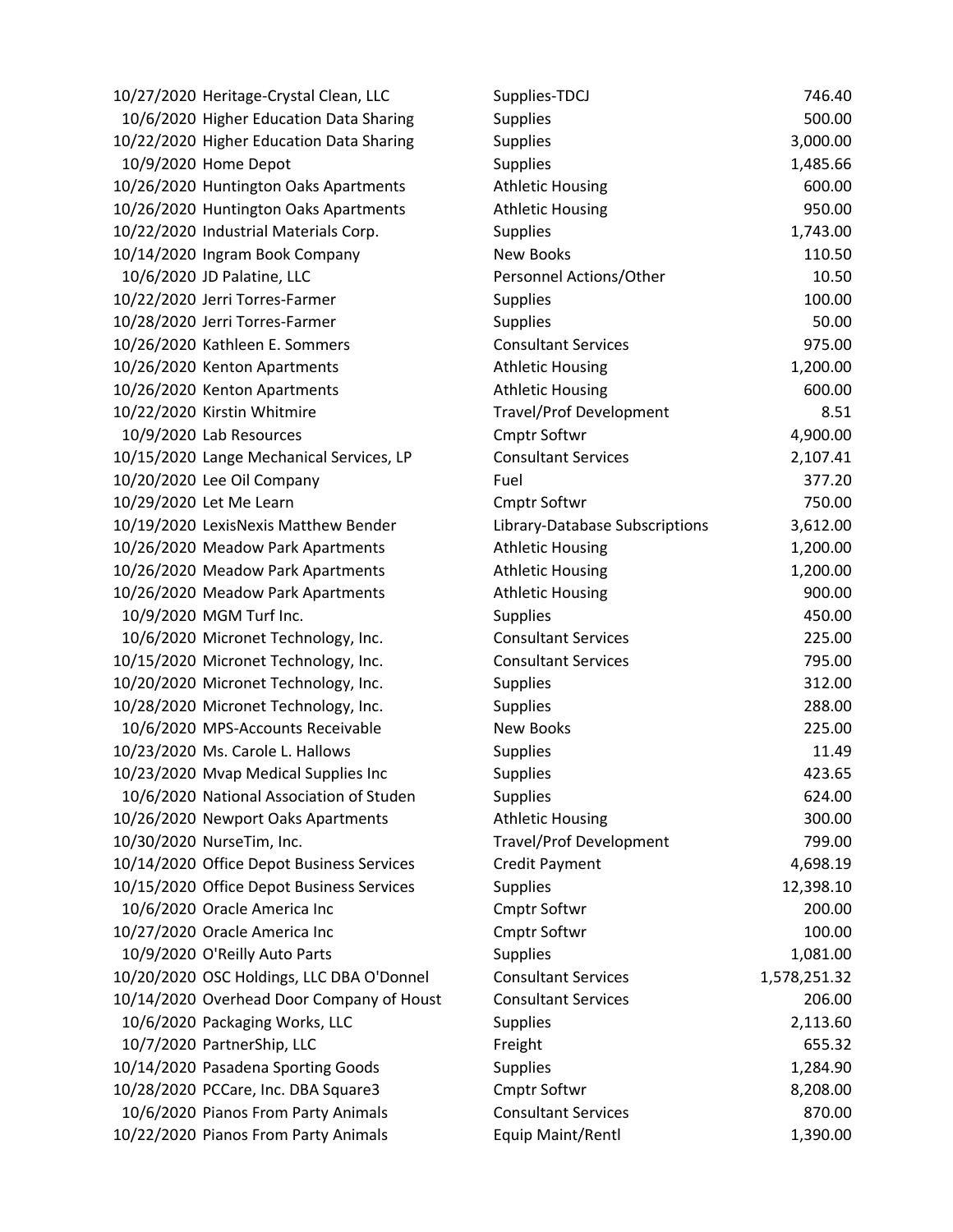| | | | |
|---|---|---|---|
| 10/27/2020 | Heritage-Crystal Clean, LLC | Supplies-TDCJ | 746.40 |
| 10/6/2020 | Higher Education Data Sharing | Supplies | 500.00 |
| 10/22/2020 | Higher Education Data Sharing | Supplies | 3,000.00 |
| 10/9/2020 | Home Depot | Supplies | 1,485.66 |
| 10/26/2020 | Huntington Oaks Apartments | Athletic Housing | 600.00 |
| 10/26/2020 | Huntington Oaks Apartments | Athletic Housing | 950.00 |
| 10/22/2020 | Industrial Materials Corp. | Supplies | 1,743.00 |
| 10/14/2020 | Ingram Book Company | New Books | 110.50 |
| 10/6/2020 | JD Palatine, LLC | Personnel Actions/Other | 10.50 |
| 10/22/2020 | Jerri Torres-Farmer | Supplies | 100.00 |
| 10/28/2020 | Jerri Torres-Farmer | Supplies | 50.00 |
| 10/26/2020 | Kathleen E. Sommers | Consultant Services | 975.00 |
| 10/26/2020 | Kenton Apartments | Athletic Housing | 1,200.00 |
| 10/26/2020 | Kenton Apartments | Athletic Housing | 600.00 |
| 10/22/2020 | Kirstin Whitmire | Travel/Prof Development | 8.51 |
| 10/9/2020 | Lab Resources | Cmptr Softwr | 4,900.00 |
| 10/15/2020 | Lange Mechanical Services, LP | Consultant Services | 2,107.41 |
| 10/20/2020 | Lee Oil Company | Fuel | 377.20 |
| 10/29/2020 | Let Me Learn | Cmptr Softwr | 750.00 |
| 10/19/2020 | LexisNexis Matthew Bender | Library-Database Subscriptions | 3,612.00 |
| 10/26/2020 | Meadow Park Apartments | Athletic Housing | 1,200.00 |
| 10/26/2020 | Meadow Park Apartments | Athletic Housing | 1,200.00 |
| 10/26/2020 | Meadow Park Apartments | Athletic Housing | 900.00 |
| 10/9/2020 | MGM Turf Inc. | Supplies | 450.00 |
| 10/6/2020 | Micronet Technology, Inc. | Consultant Services | 225.00 |
| 10/15/2020 | Micronet Technology, Inc. | Consultant Services | 795.00 |
| 10/20/2020 | Micronet Technology, Inc. | Supplies | 312.00 |
| 10/28/2020 | Micronet Technology, Inc. | Supplies | 288.00 |
| 10/6/2020 | MPS-Accounts Receivable | New Books | 225.00 |
| 10/23/2020 | Ms. Carole L. Hallows | Supplies | 11.49 |
| 10/23/2020 | Mvap Medical Supplies Inc | Supplies | 423.65 |
| 10/6/2020 | National Association of Studen | Supplies | 624.00 |
| 10/26/2020 | Newport Oaks Apartments | Athletic Housing | 300.00 |
| 10/30/2020 | NurseTim, Inc. | Travel/Prof Development | 799.00 |
| 10/14/2020 | Office Depot Business Services | Credit Payment | 4,698.19 |
| 10/15/2020 | Office Depot Business Services | Supplies | 12,398.10 |
| 10/6/2020 | Oracle America Inc | Cmptr Softwr | 200.00 |
| 10/27/2020 | Oracle America Inc | Cmptr Softwr | 100.00 |
| 10/9/2020 | O'Reilly Auto Parts | Supplies | 1,081.00 |
| 10/20/2020 | OSC Holdings, LLC DBA O'Donnel | Consultant Services | 1,578,251.32 |
| 10/14/2020 | Overhead Door Company of Houst | Consultant Services | 206.00 |
| 10/6/2020 | Packaging Works, LLC | Supplies | 2,113.60 |
| 10/7/2020 | PartnerShip, LLC | Freight | 655.32 |
| 10/14/2020 | Pasadena Sporting Goods | Supplies | 1,284.90 |
| 10/28/2020 | PCCare, Inc. DBA Square3 | Cmptr Softwr | 8,208.00 |
| 10/6/2020 | Pianos From Party Animals | Consultant Services | 870.00 |
| 10/22/2020 | Pianos From Party Animals | Equip Maint/Rentl | 1,390.00 |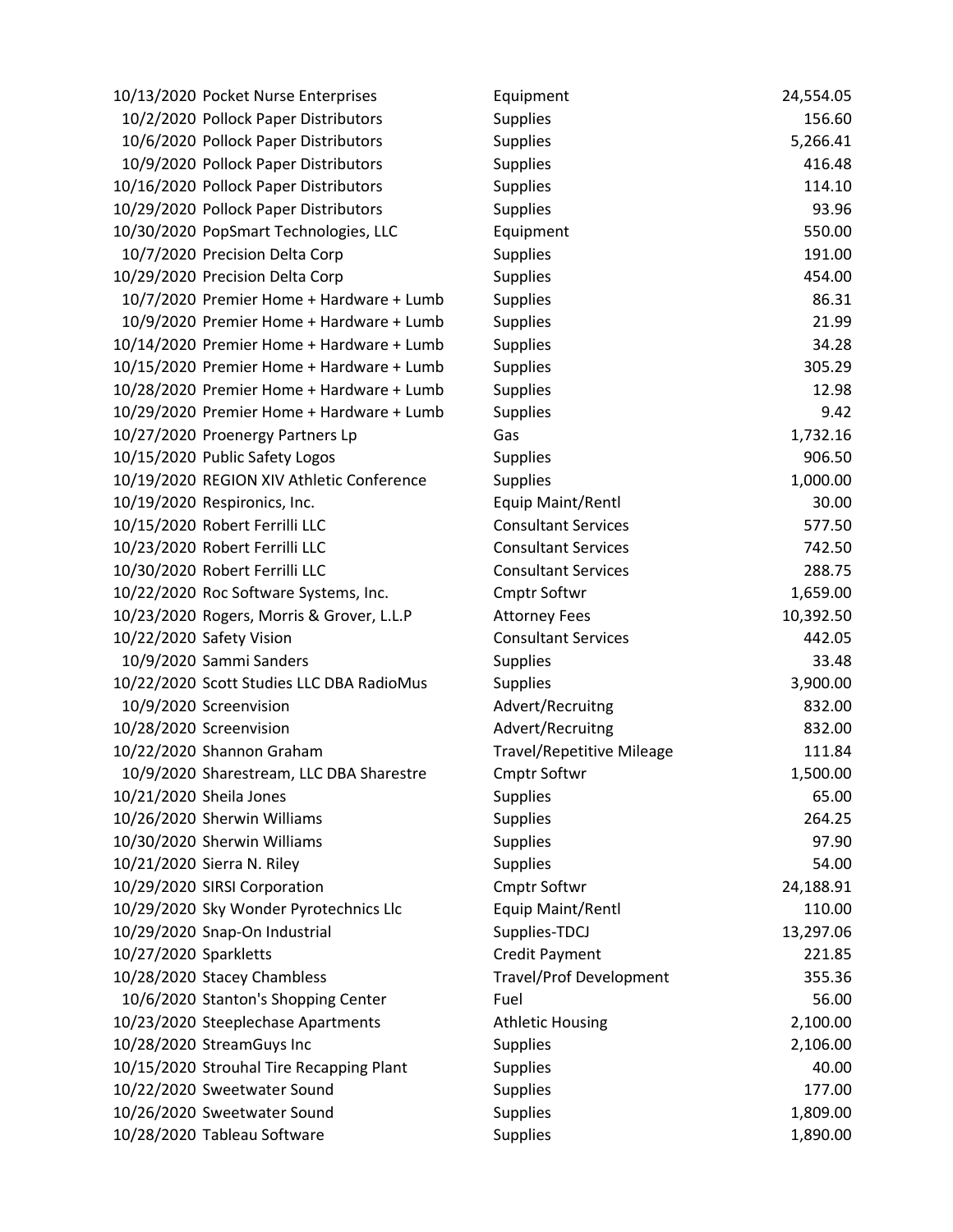| | | | |
|---|---|---|---|
| 10/13/2020 | Pocket Nurse Enterprises | Equipment | 24,554.05 |
| 10/2/2020 | Pollock Paper Distributors | Supplies | 156.60 |
| 10/6/2020 | Pollock Paper Distributors | Supplies | 5,266.41 |
| 10/9/2020 | Pollock Paper Distributors | Supplies | 416.48 |
| 10/16/2020 | Pollock Paper Distributors | Supplies | 114.10 |
| 10/29/2020 | Pollock Paper Distributors | Supplies | 93.96 |
| 10/30/2020 | PopSmart Technologies, LLC | Equipment | 550.00 |
| 10/7/2020 | Precision Delta Corp | Supplies | 191.00 |
| 10/29/2020 | Precision Delta Corp | Supplies | 454.00 |
| 10/7/2020 | Premier Home + Hardware + Lumb | Supplies | 86.31 |
| 10/9/2020 | Premier Home + Hardware + Lumb | Supplies | 21.99 |
| 10/14/2020 | Premier Home + Hardware + Lumb | Supplies | 34.28 |
| 10/15/2020 | Premier Home + Hardware + Lumb | Supplies | 305.29 |
| 10/28/2020 | Premier Home + Hardware + Lumb | Supplies | 12.98 |
| 10/29/2020 | Premier Home + Hardware + Lumb | Supplies | 9.42 |
| 10/27/2020 | Proenergy Partners Lp | Gas | 1,732.16 |
| 10/15/2020 | Public Safety Logos | Supplies | 906.50 |
| 10/19/2020 | REGION XIV Athletic Conference | Supplies | 1,000.00 |
| 10/19/2020 | Respironics, Inc. | Equip Maint/Rentl | 30.00 |
| 10/15/2020 | Robert Ferrilli LLC | Consultant Services | 577.50 |
| 10/23/2020 | Robert Ferrilli LLC | Consultant Services | 742.50 |
| 10/30/2020 | Robert Ferrilli LLC | Consultant Services | 288.75 |
| 10/22/2020 | Roc Software Systems, Inc. | Cmptr Softwr | 1,659.00 |
| 10/23/2020 | Rogers, Morris & Grover, L.L.P | Attorney Fees | 10,392.50 |
| 10/22/2020 | Safety Vision | Consultant Services | 442.05 |
| 10/9/2020 | Sammi Sanders | Supplies | 33.48 |
| 10/22/2020 | Scott Studies LLC DBA RadioMus | Supplies | 3,900.00 |
| 10/9/2020 | Screenvision | Advert/Recruitng | 832.00 |
| 10/28/2020 | Screenvision | Advert/Recruitng | 832.00 |
| 10/22/2020 | Shannon Graham | Travel/Repetitive Mileage | 111.84 |
| 10/9/2020 | Sharestream, LLC DBA Sharestre | Cmptr Softwr | 1,500.00 |
| 10/21/2020 | Sheila Jones | Supplies | 65.00 |
| 10/26/2020 | Sherwin Williams | Supplies | 264.25 |
| 10/30/2020 | Sherwin Williams | Supplies | 97.90 |
| 10/21/2020 | Sierra N. Riley | Supplies | 54.00 |
| 10/29/2020 | SIRSI Corporation | Cmptr Softwr | 24,188.91 |
| 10/29/2020 | Sky Wonder Pyrotechnics Llc | Equip Maint/Rentl | 110.00 |
| 10/29/2020 | Snap-On Industrial | Supplies-TDCJ | 13,297.06 |
| 10/27/2020 | Sparkletts | Credit Payment | 221.85 |
| 10/28/2020 | Stacey Chambless | Travel/Prof Development | 355.36 |
| 10/6/2020 | Stanton's Shopping Center | Fuel | 56.00 |
| 10/23/2020 | Steeplechase Apartments | Athletic Housing | 2,100.00 |
| 10/28/2020 | StreamGuys Inc | Supplies | 2,106.00 |
| 10/15/2020 | Strouhal Tire Recapping Plant | Supplies | 40.00 |
| 10/22/2020 | Sweetwater Sound | Supplies | 177.00 |
| 10/26/2020 | Sweetwater Sound | Supplies | 1,809.00 |
| 10/28/2020 | Tableau Software | Supplies | 1,890.00 |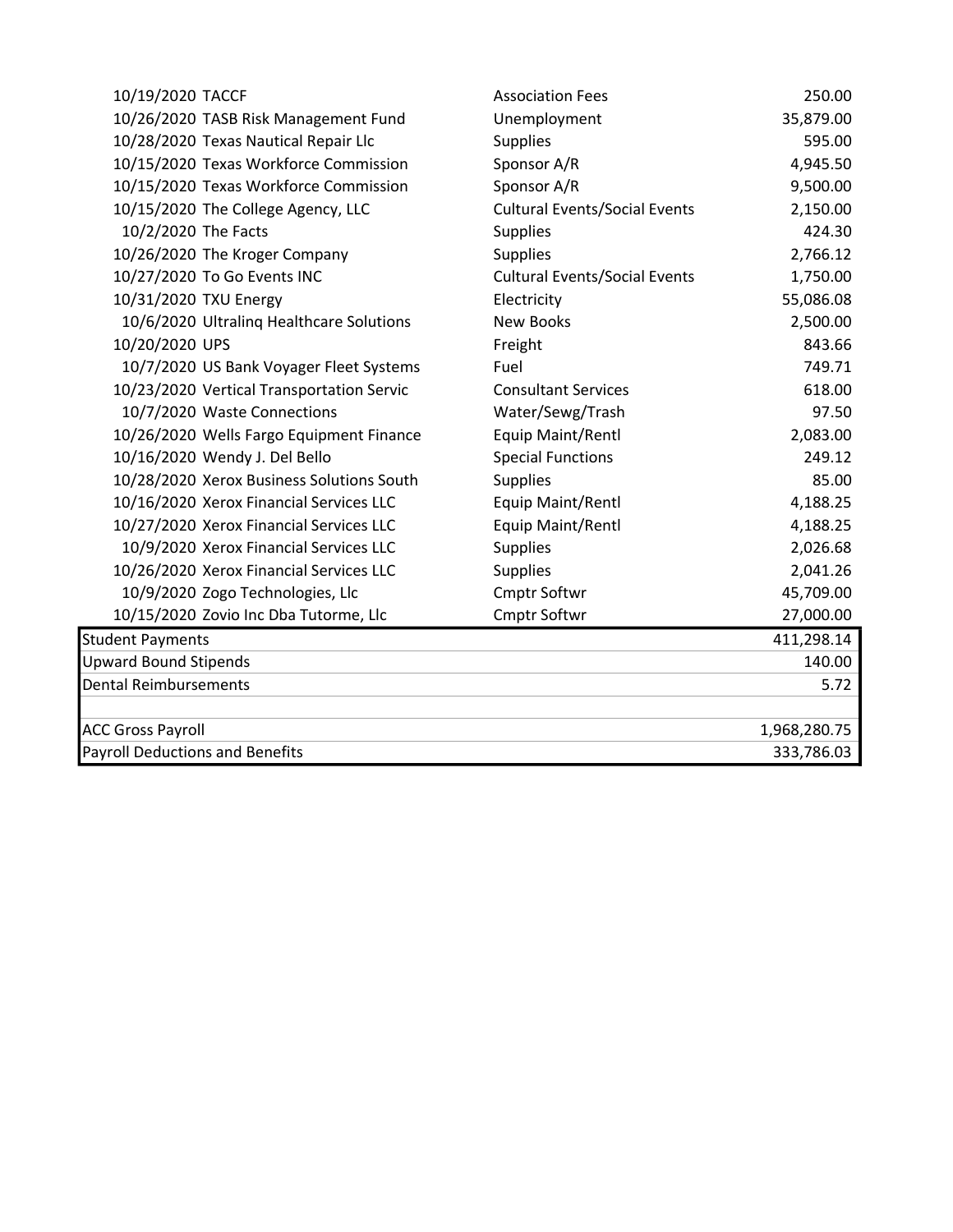| | | | |
|---|---|---|---|
| 10/19/2020 | TACCF | Association Fees | 250.00 |
| 10/26/2020 | TASB Risk Management Fund | Unemployment | 35,879.00 |
| 10/28/2020 | Texas Nautical Repair Llc | Supplies | 595.00 |
| 10/15/2020 | Texas Workforce Commission | Sponsor A/R | 4,945.50 |
| 10/15/2020 | Texas Workforce Commission | Sponsor A/R | 9,500.00 |
| 10/15/2020 | The College Agency, LLC | Cultural Events/Social Events | 2,150.00 |
| 10/2/2020 | The Facts | Supplies | 424.30 |
| 10/26/2020 | The Kroger Company | Supplies | 2,766.12 |
| 10/27/2020 | To Go Events INC | Cultural Events/Social Events | 1,750.00 |
| 10/31/2020 | TXU Energy | Electricity | 55,086.08 |
| 10/6/2020 | Ultralinq Healthcare Solutions | New Books | 2,500.00 |
| 10/20/2020 | UPS | Freight | 843.66 |
| 10/7/2020 | US Bank Voyager Fleet Systems | Fuel | 749.71 |
| 10/23/2020 | Vertical Transportation Servic | Consultant Services | 618.00 |
| 10/7/2020 | Waste Connections | Water/Sewg/Trash | 97.50 |
| 10/26/2020 | Wells Fargo Equipment Finance | Equip Maint/Rentl | 2,083.00 |
| 10/16/2020 | Wendy J. Del Bello | Special Functions | 249.12 |
| 10/28/2020 | Xerox Business Solutions South | Supplies | 85.00 |
| 10/16/2020 | Xerox Financial Services LLC | Equip Maint/Rentl | 4,188.25 |
| 10/27/2020 | Xerox Financial Services LLC | Equip Maint/Rentl | 4,188.25 |
| 10/9/2020 | Xerox Financial Services LLC | Supplies | 2,026.68 |
| 10/26/2020 | Xerox Financial Services LLC | Supplies | 2,041.26 |
| 10/9/2020 | Zogo Technologies, Llc | Cmptr Softwr | 45,709.00 |
| 10/15/2020 | Zovio Inc Dba Tutorme, Llc | Cmptr Softwr | 27,000.00 |

| | |
|---|---|
| Student Payments | 411,298.14 |
| Upward Bound Stipends | 140.00 |
| Dental Reimbursements | 5.72 |
| | |
| ACC Gross Payroll | 1,968,280.75 |
| Payroll Deductions and Benefits | 333,786.03 |